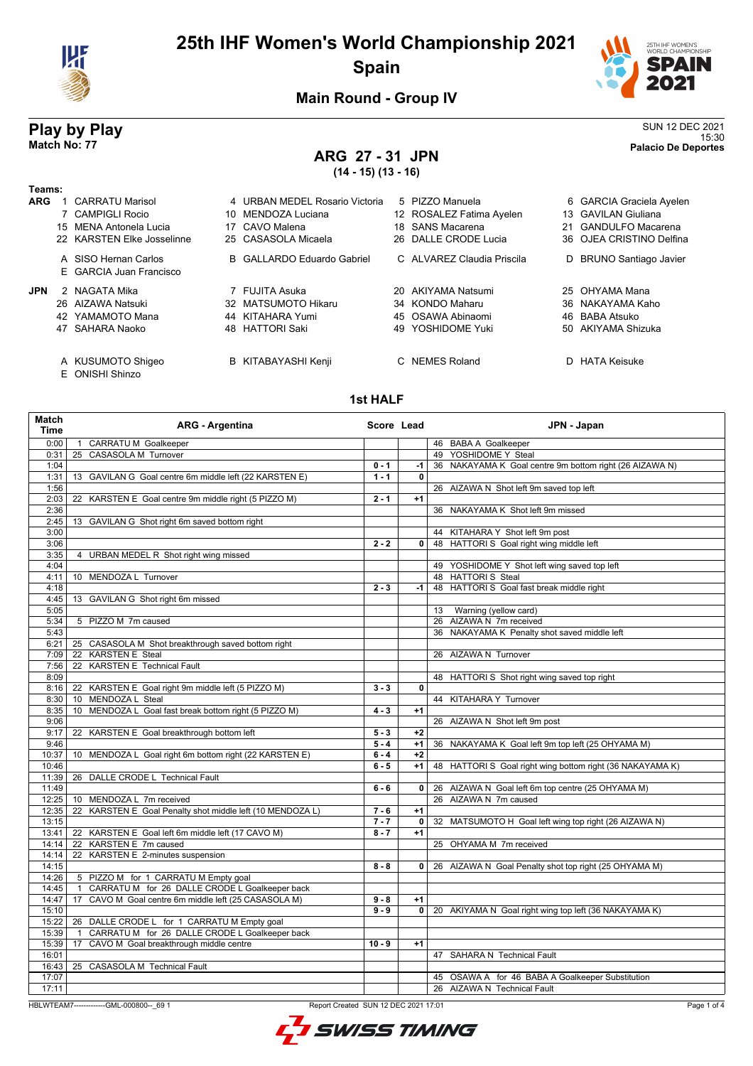# 25th IHF Women's World Championship 2021

## Spain

### Main Round - Group IV

## Play by Play

**Match No: 77**

SUN 12 DEC 2021
15:30
**Palacio De Deportes**

## ARG 27 - 31 JPN

**(14 - 15) (13 - 16)**

**Teams:**

**ARG**
1 CARRATU Marisol
4 URBAN MEDEL Rosario Victoria
5 PIZZO Manuela
6 GARCIA Graciela Ayelen
7 CAMPIGLI Rocio
10 MENDOZA Luciana
12 ROSALEZ Fatima Ayelen
13 GAVILAN Giuliana
15 MENA Antonela Lucia
17 CAVO Malena
18 SANS Macarena
21 GANDULFO Macarena
22 KARSTEN Elke Josselinne
25 CASASOLA Micaela
26 DALLE CRODE Lucia
36 OJEA CRISTINO Delfina

A SISO Hernan Carlos
B GALLARDO Eduardo Gabriel
C ALVAREZ Claudia Priscila
D BRUNO Santiago Javier
E GARCIA Juan Francisco

**JPN**
2 NAGATA Mika
7 FUJITA Asuka
20 AKIYAMA Natsumi
25 OHYAMA Mana
26 AIZAWA Natsuki
32 MATSUMOTO Hikaru
34 KONDO Maharu
36 NAKAYAMA Kaho
42 YAMAMOTO Mana
44 KITAHARA Yumi
45 OSAWA Abinaomi
46 BABA Atsuko
47 SAHARA Naoko
48 HATTORI Saki
49 YOSHIDOME Yuki
50 AKIYAMA Shizuka

A KUSUMOTO Shigeo
B KITABAYASHI Kenji
C NEMES Roland
D HATA Keisuke
E ONISHI Shinzo

### 1st HALF

| Match Time | ARG - Argentina | Score | Lead | JPN - Japan |
|---|---|---|---|---|
| 0:00 | 1 CARRATU M Goalkeeper | | | 46 BABA A Goalkeeper |
| 0:31 | 25 CASASOLA M Turnover | | | 49 YOSHIDOME Y Steal |
| 1:04 | | 0 - 1 | -1 | 36 NAKAYAMA K Goal centre 9m bottom right (26 AIZAWA N) |
| 1:31 | 13 GAVILAN G Goal centre 6m middle left (22 KARSTEN E) | 1 - 1 | 0 | |
| 1:56 | | | | 26 AIZAWA N Shot left 9m saved top left |
| 2:03 | 22 KARSTEN E Goal centre 9m middle right (5 PIZZO M) | 2 - 1 | +1 | |
| 2:36 | | | | 36 NAKAYAMA K Shot left 9m missed |
| 2:45 | 13 GAVILAN G Shot right 6m saved bottom right | | | |
| 3:00 | | | | 44 KITAHARA Y Shot left 9m post |
| 3:06 | | 2 - 2 | 0 | 48 HATTORI S Goal right wing middle left |
| 3:35 | 4 URBAN MEDEL R Shot right wing missed | | | |
| 4:04 | | | | 49 YOSHIDOME Y Shot left wing saved top left |
| 4:11 | 10 MENDOZA L Turnover | | | 48 HATTORI S Steal |
| 4:18 | | 2 - 3 | -1 | 48 HATTORI S Goal fast break middle right |
| 4:45 | 13 GAVILAN G Shot right 6m missed | | | |
| 5:05 | | | | 13 Warning (yellow card) |
| 5:34 | 5 PIZZO M 7m caused | | | 26 AIZAWA N 7m received |
| 5:43 | | | | 36 NAKAYAMA K Penalty shot saved middle left |
| 6:21 | 25 CASASOLA M Shot breakthrough saved bottom right | | | |
| 7:09 | 22 KARSTEN E Steal | | | 26 AIZAWA N Turnover |
| 7:56 | 22 KARSTEN E Technical Fault | | | |
| 8:09 | | | | 48 HATTORI S Shot right wing saved top right |
| 8:16 | 22 KARSTEN E Goal right 9m middle left (5 PIZZO M) | 3 - 3 | 0 | |
| 8:30 | 10 MENDOZA L Steal | | | 44 KITAHARA Y Turnover |
| 8:35 | 10 MENDOZA L Goal fast break bottom right (5 PIZZO M) | 4 - 3 | +1 | |
| 9:06 | | | | 26 AIZAWA N Shot left 9m post |
| 9:17 | 22 KARSTEN E Goal breakthrough bottom left | 5 - 3 | +2 | |
| 9:46 | | 5 - 4 | +1 | 36 NAKAYAMA K Goal left 9m top left (25 OHYAMA M) |
| 10:37 | 10 MENDOZA L Goal right 6m bottom right (22 KARSTEN E) | 6 - 4 | +2 | |
| 10:46 | | 6 - 5 | +1 | 48 HATTORI S Goal right wing bottom right (36 NAKAYAMA K) |
| 11:39 | 26 DALLE CRODE L Technical Fault | | | |
| 11:49 | | 6 - 6 | 0 | 26 AIZAWA N Goal left 6m top centre (25 OHYAMA M) |
| 12:25 | 10 MENDOZA L 7m received | | | 26 AIZAWA N 7m caused |
| 12:35 | 22 KARSTEN E Goal Penalty shot middle left (10 MENDOZA L) | 7 - 6 | +1 | |
| 13:15 | | 7 - 7 | 0 | 32 MATSUMOTO H Goal left wing top right (26 AIZAWA N) |
| 13:41 | 22 KARSTEN E Goal left 6m middle left (17 CAVO M) | 8 - 7 | +1 | |
| 14:14 | 22 KARSTEN E 7m caused | | | 25 OHYAMA M 7m received |
| 14:14 | 22 KARSTEN E 2-minutes suspension | | | |
| 14:15 | | 8 - 8 | 0 | 26 AIZAWA N Goal Penalty shot top right (25 OHYAMA M) |
| 14:26 | 5 PIZZO M for 1 CARRATU M Empty goal | | | |
| 14:45 | 1 CARRATU M for 26 DALLE CRODE L Goalkeeper back | | | |
| 14:47 | 17 CAVO M Goal centre 6m middle left (25 CASASOLA M) | 9 - 8 | +1 | |
| 15:10 | | 9 - 9 | 0 | 20 AKIYAMA N Goal right wing top left (36 NAKAYAMA K) |
| 15:22 | 26 DALLE CRODE L for 1 CARRATU M Empty goal | | | |
| 15:39 | 1 CARRATU M for 26 DALLE CRODE L Goalkeeper back | | | |
| 15:39 | 17 CAVO M Goal breakthrough middle centre | 10 - 9 | +1 | |
| 16:01 | | | | 47 SAHARA N Technical Fault |
| 16:43 | 25 CASASOLA M Technical Fault | | | |
| 17:07 | | | | 45 OSAWA A for 46 BABA A Goalkeeper Substitution |
| 17:11 | | | | 26 AIZAWA N Technical Fault |

HBLWTEAM7-------------GML-000800--_69 1 Report Created SUN 12 DEC 2021 17:01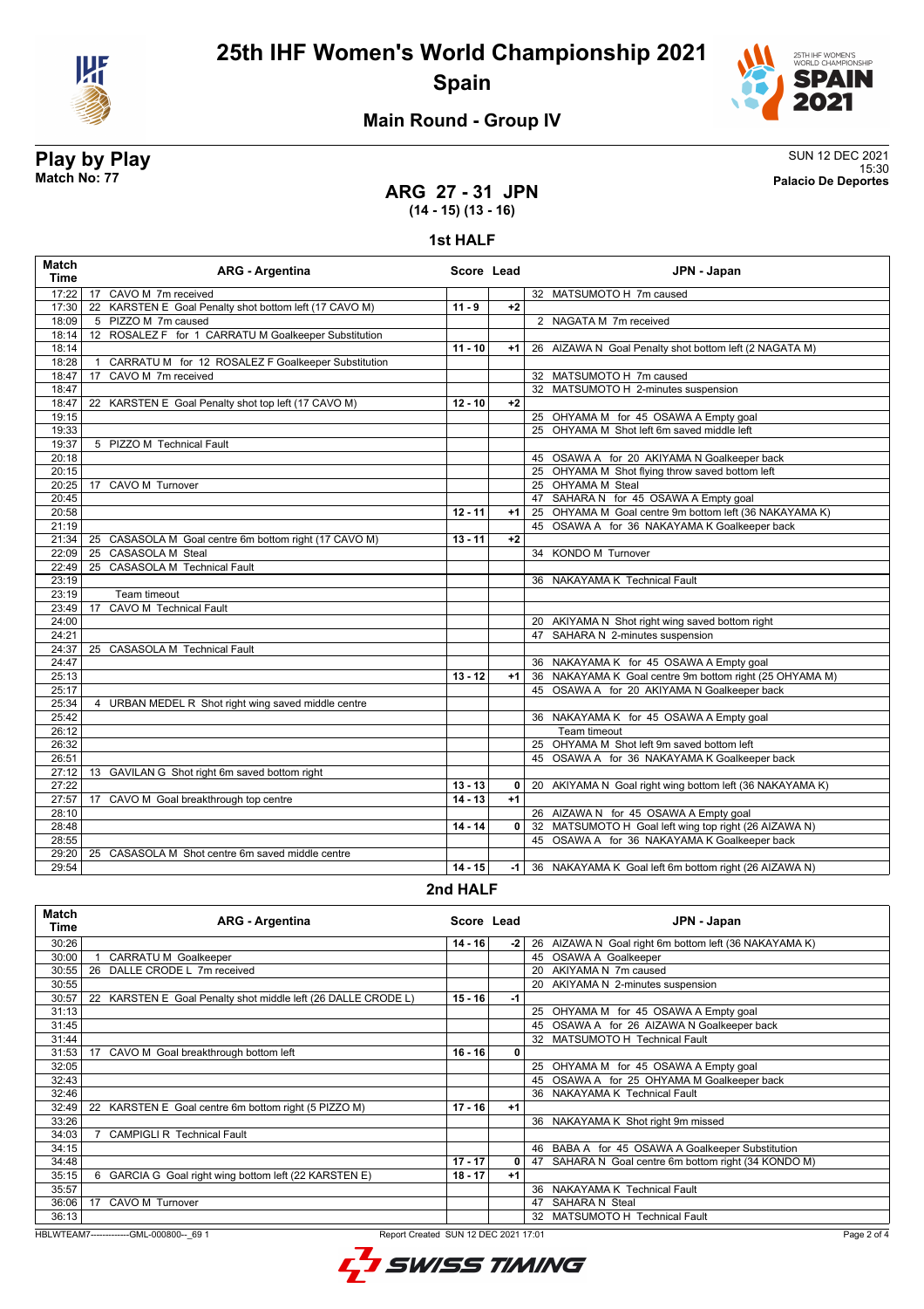# 25th IHF Women's World Championship 2021

## Spain

### Main Round - Group IV

**Play by Play**
**Match No: 77**

SUN 12 DEC 2021
15:30
**Palacio De Deportes**

## ARG 27 - 31 JPN
**(14 - 15) (13 - 16)**

### 1st HALF

| Match Time | ARG - Argentina | Score | Lead | JPN - Japan |
|---|---|---|---|---|
| 17:22 | 17 CAVO M 7m received | | | 32 MATSUMOTO H 7m caused |
| 17:30 | 22 KARSTEN E Goal Penalty shot bottom left (17 CAVO M) | 11 - 9 | +2 | |
| 18:09 | 5 PIZZO M 7m caused | | | 2 NAGATA M 7m received |
| 18:14 | 12 ROSALEZ F for 1 CARRATU M Goalkeeper Substitution | | | |
| 18:14 | | 11 - 10 | +1 | 26 AIZAWA N Goal Penalty shot bottom left (2 NAGATA M) |
| 18:28 | 1 CARRATU M for 12 ROSALEZ F Goalkeeper Substitution | | | |
| 18:47 | 17 CAVO M 7m received | | | 32 MATSUMOTO H 7m caused |
| 18:47 | | | | 32 MATSUMOTO H 2-minutes suspension |
| 18:47 | 22 KARSTEN E Goal Penalty shot top left (17 CAVO M) | 12 - 10 | +2 | |
| 19:15 | | | | 25 OHYAMA M for 45 OSAWA A Empty goal |
| 19:33 | | | | 25 OHYAMA M Shot left 6m saved middle left |
| 19:37 | 5 PIZZO M Technical Fault | | | |
| 20:18 | | | | 45 OSAWA A for 20 AKIYAMA N Goalkeeper back |
| 20:15 | | | | 25 OHYAMA M Shot flying throw saved bottom left |
| 20:25 | 17 CAVO M Turnover | | | 25 OHYAMA M Steal |
| 20:45 | | | | 47 SAHARA N for 45 OSAWA A Empty goal |
| 20:58 | | 12 - 11 | +1 | 25 OHYAMA M Goal centre 9m bottom left (36 NAKAYAMA K) |
| 21:19 | | | | 45 OSAWA A for 36 NAKAYAMA K Goalkeeper back |
| 21:34 | 25 CASASOLA M Goal centre 6m bottom right (17 CAVO M) | 13 - 11 | +2 | |
| 22:09 | 25 CASASOLA M Steal | | | 34 KONDO M Turnover |
| 22:49 | 25 CASASOLA M Technical Fault | | | |
| 23:19 | | | | 36 NAKAYAMA K Technical Fault |
| 23:19 | Team timeout | | | |
| 23:49 | 17 CAVO M Technical Fault | | | |
| 24:00 | | | | 20 AKIYAMA N Shot right wing saved bottom right |
| 24:21 | | | | 47 SAHARA N 2-minutes suspension |
| 24:37 | 25 CASASOLA M Technical Fault | | | |
| 24:47 | | | | 36 NAKAYAMA K for 45 OSAWA A Empty goal |
| 25:13 | | 13 - 12 | +1 | 36 NAKAYAMA K Goal centre 9m bottom right (25 OHYAMA M) |
| 25:17 | | | | 45 OSAWA A for 20 AKIYAMA N Goalkeeper back |
| 25:34 | 4 URBAN MEDEL R Shot right wing saved middle centre | | | |
| 25:42 | | | | 36 NAKAYAMA K for 45 OSAWA A Empty goal |
| 26:12 | | | | Team timeout |
| 26:32 | | | | 25 OHYAMA M Shot left 9m saved bottom left |
| 26:51 | | | | 45 OSAWA A for 36 NAKAYAMA K Goalkeeper back |
| 27:12 | 13 GAVILAN G Shot right 6m saved bottom right | | | |
| 27:22 | | 13 - 13 | 0 | 20 AKIYAMA N Goal right wing bottom left (36 NAKAYAMA K) |
| 27:57 | 17 CAVO M Goal breakthrough top centre | 14 - 13 | +1 | |
| 28:10 | | | | 26 AIZAWA N for 45 OSAWA A Empty goal |
| 28:48 | | 14 - 14 | 0 | 32 MATSUMOTO H Goal left wing top right (26 AIZAWA N) |
| 28:55 | | | | 45 OSAWA A for 36 NAKAYAMA K Goalkeeper back |
| 29:20 | 25 CASASOLA M Shot centre 6m saved middle centre | | | |
| 29:54 | | 14 - 15 | -1 | 36 NAKAYAMA K Goal left 6m bottom right (26 AIZAWA N) |

### 2nd HALF

| Match Time | ARG - Argentina | Score | Lead | JPN - Japan |
|---|---|---|---|---|
| 30:26 | | 14 - 16 | -2 | 26 AIZAWA N Goal right 6m bottom left (36 NAKAYAMA K) |
| 30:00 | 1 CARRATU M Goalkeeper | | | 45 OSAWA A Goalkeeper |
| 30:55 | 26 DALLE CRODE L 7m received | | | 20 AKIYAMA N 7m caused |
| 30:55 | | | | 20 AKIYAMA N 2-minutes suspension |
| 30:57 | 22 KARSTEN E Goal Penalty shot middle left (26 DALLE CRODE L) | 15 - 16 | -1 | |
| 31:13 | | | | 25 OHYAMA M for 45 OSAWA A Empty goal |
| 31:45 | | | | 45 OSAWA A for 26 AIZAWA N Goalkeeper back |
| 31:44 | | | | 32 MATSUMOTO H Technical Fault |
| 31:53 | 17 CAVO M Goal breakthrough bottom left | 16 - 16 | 0 | |
| 32:05 | | | | 25 OHYAMA M for 45 OSAWA A Empty goal |
| 32:43 | | | | 45 OSAWA A for 25 OHYAMA M Goalkeeper back |
| 32:46 | | | | 36 NAKAYAMA K Technical Fault |
| 32:49 | 22 KARSTEN E Goal centre 6m bottom right (5 PIZZO M) | 17 - 16 | +1 | |
| 33:26 | | | | 36 NAKAYAMA K Shot right 9m missed |
| 34:03 | 7 CAMPIGLI R Technical Fault | | | |
| 34:15 | | | | 46 BABA A for 45 OSAWA A Goalkeeper Substitution |
| 34:48 | | 17 - 17 | 0 | 47 SAHARA N Goal centre 6m bottom right (34 KONDO M) |
| 35:15 | 6 GARCIA G Goal right wing bottom left (22 KARSTEN E) | 18 - 17 | +1 | |
| 35:57 | | | | 36 NAKAYAMA K Technical Fault |
| 36:06 | 17 CAVO M Turnover | | | 47 SAHARA N Steal |
| 36:13 | | | | 32 MATSUMOTO H Technical Fault |

HBLWTEAM7-------------GML-000800--_69 1 Report Created SUN 12 DEC 2021 17:01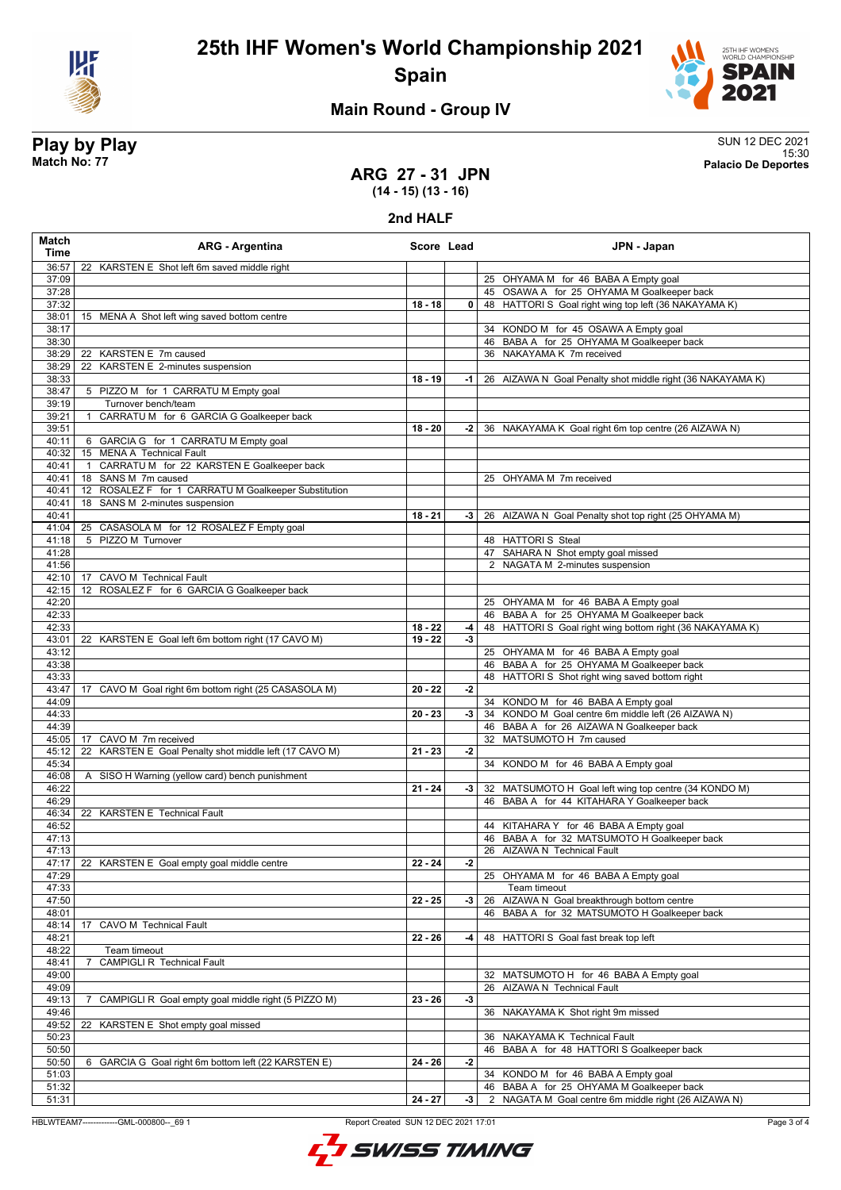# 25th IHF Women's World Championship 2021

## Spain

### Main Round - Group IV

**Play by Play**
**Match No: 77**

SUN 12 DEC 2021
15:30
**Palacio De Deportes**

## ARG 27 - 31 JPN

**(14 - 15) (13 - 16)**

### 2nd HALF

| Match Time | ARG - Argentina | Score | Lead | JPN - Japan |
|---|---|---|---|---|
| 36:57 | 22 KARSTEN E Shot left 6m saved middle right | | | |
| 37:09 | | | | 25 OHYAMA M for 46 BABA A Empty goal |
| 37:28 | | | | 45 OSAWA A for 25 OHYAMA M Goalkeeper back |
| 37:32 | | 18 - 18 | 0 | 48 HATTORI S Goal right wing top left (36 NAKAYAMA K) |
| 38:01 | 15 MENA A Shot left wing saved bottom centre | | | |
| 38:17 | | | | 34 KONDO M for 45 OSAWA A Empty goal |
| 38:30 | | | | 46 BABA A for 25 OHYAMA M Goalkeeper back |
| 38:29 | 22 KARSTEN E 7m caused | | | 36 NAKAYAMA K 7m received |
| 38:29 | 22 KARSTEN E 2-minutes suspension | | | |
| 38:33 | | 18 - 19 | -1 | 26 AIZAWA N Goal Penalty shot middle right (36 NAKAYAMA K) |
| 38:47 | 5 PIZZO M for 1 CARRATU M Empty goal | | | |
| 39:19 | Turnover bench/team | | | |
| 39:21 | 1 CARRATU M for 6 GARCIA G Goalkeeper back | | | |
| 39:51 | | 18 - 20 | -2 | 36 NAKAYAMA K Goal right 6m top centre (26 AIZAWA N) |
| 40:11 | 6 GARCIA G for 1 CARRATU M Empty goal | | | |
| 40:32 | 15 MENA A Technical Fault | | | |
| 40:41 | 1 CARRATU M for 22 KARSTEN E Goalkeeper back | | | |
| 40:41 | 18 SANS M 7m caused | | | 25 OHYAMA M 7m received |
| 40:41 | 12 ROSALEZ F for 1 CARRATU M Goalkeeper Substitution | | | |
| 40:41 | 18 SANS M 2-minutes suspension | | | |
| 40:41 | | 18 - 21 | -3 | 26 AIZAWA N Goal Penalty shot top right (25 OHYAMA M) |
| 41:04 | 25 CASASOLA M for 12 ROSALEZ F Empty goal | | | |
| 41:18 | 5 PIZZO M Turnover | | | 48 HATTORI S Steal |
| 41:28 | | | | 47 SAHARA N Shot empty goal missed |
| 41:56 | | | | 2 NAGATA M 2-minutes suspension |
| 42:10 | 17 CAVO M Technical Fault | | | |
| 42:15 | 12 ROSALEZ F for 6 GARCIA G Goalkeeper back | | | |
| 42:20 | | | | 25 OHYAMA M for 46 BABA A Empty goal |
| 42:33 | | | | 46 BABA A for 25 OHYAMA M Goalkeeper back |
| 42:33 | | 18 - 22 | -4 | 48 HATTORI S Goal right wing bottom right (36 NAKAYAMA K) |
| 43:01 | 22 KARSTEN E Goal left 6m bottom right (17 CAVO M) | 19 - 22 | -3 | |
| 43:12 | | | | 25 OHYAMA M for 46 BABA A Empty goal |
| 43:38 | | | | 46 BABA A for 25 OHYAMA M Goalkeeper back |
| 43:33 | | | | 48 HATTORI S Shot right wing saved bottom right |
| 43:47 | 17 CAVO M Goal right 6m bottom right (25 CASASOLA M) | 20 - 22 | -2 | |
| 44:09 | | | | 34 KONDO M for 46 BABA A Empty goal |
| 44:33 | | 20 - 23 | -3 | 34 KONDO M Goal centre 6m middle left (26 AIZAWA N) |
| 44:39 | | | | 46 BABA A for 26 AIZAWA N Goalkeeper back |
| 45:05 | 17 CAVO M 7m received | | | 32 MATSUMOTO H 7m caused |
| 45:12 | 22 KARSTEN E Goal Penalty shot middle left (17 CAVO M) | 21 - 23 | -2 | |
| 45:34 | | | | 34 KONDO M for 46 BABA A Empty goal |
| 46:08 | A SISO H Warning (yellow card) bench punishment | | | |
| 46:22 | | 21 - 24 | -3 | 32 MATSUMOTO H Goal left wing top centre (34 KONDO M) |
| 46:29 | | | | 46 BABA A for 44 KITAHARA Y Goalkeeper back |
| 46:34 | 22 KARSTEN E Technical Fault | | | |
| 46:52 | | | | 44 KITAHARA Y for 46 BABA A Empty goal |
| 47:13 | | | | 46 BABA A for 32 MATSUMOTO H Goalkeeper back |
| 47:13 | | | | 26 AIZAWA N Technical Fault |
| 47:17 | 22 KARSTEN E Goal empty goal middle centre | 22 - 24 | -2 | |
| 47:29 | | | | 25 OHYAMA M for 46 BABA A Empty goal |
| 47:33 | | | | Team timeout |
| 47:50 | | 22 - 25 | -3 | 26 AIZAWA N Goal breakthrough bottom centre |
| 48:01 | | | | 46 BABA A for 32 MATSUMOTO H Goalkeeper back |
| 48:14 | 17 CAVO M Technical Fault | | | |
| 48:21 | | 22 - 26 | -4 | 48 HATTORI S Goal fast break top left |
| 48:22 | Team timeout | | | |
| 48:41 | 7 CAMPIGLI R Technical Fault | | | |
| 49:00 | | | | 32 MATSUMOTO H for 46 BABA A Empty goal |
| 49:09 | | | | 26 AIZAWA N Technical Fault |
| 49:13 | 7 CAMPIGLI R Goal empty goal middle right (5 PIZZO M) | 23 - 26 | -3 | |
| 49:46 | | | | 36 NAKAYAMA K Shot right 9m missed |
| 49:52 | 22 KARSTEN E Shot empty goal missed | | | |
| 50:23 | | | | 36 NAKAYAMA K Technical Fault |
| 50:50 | | | | 46 BABA A for 48 HATTORI S Goalkeeper back |
| 50:50 | 6 GARCIA G Goal right 6m bottom left (22 KARSTEN E) | 24 - 26 | -2 | |
| 51:03 | | | | 34 KONDO M for 46 BABA A Empty goal |
| 51:32 | | | | 46 BABA A for 25 OHYAMA M Goalkeeper back |
| 51:31 | | 24 - 27 | -3 | 2 NAGATA M Goal centre 6m middle right (26 AIZAWA N) |

HBLWTEAM7-------------GML-000800--_69 1 Report Created SUN 12 DEC 2021 17:01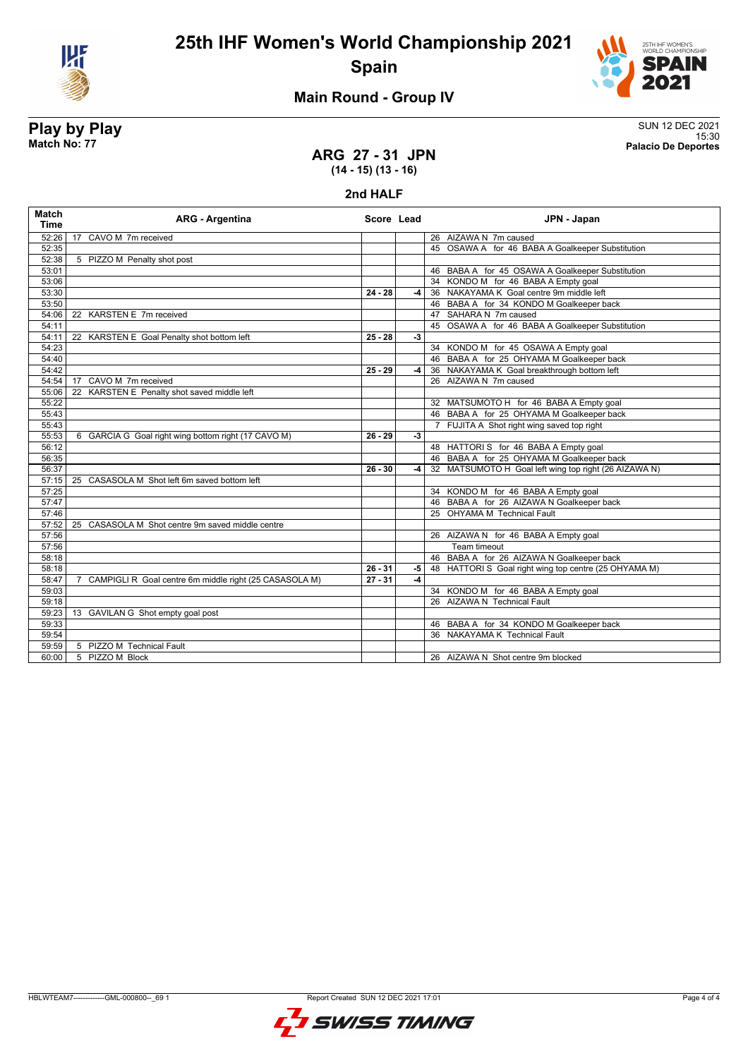# 25th IHF Women's World Championship 2021

**Spain**

## Main Round - Group IV

**Play by Play**
**Match No: 77**

SUN 12 DEC 2021
15:30
**Palacio De Deportes**

### ARG 27 - 31 JPN

**(14 - 15) (13 - 16)**

### 2nd HALF

| Match Time | ARG - Argentina | Score | Lead | JPN - Japan |
|---|---|---|---|---|
| 52:26 | 17 CAVO M 7m received | | | 26 AIZAWA N 7m caused |
| 52:35 | | | | 45 OSAWA A for 46 BABA A Goalkeeper Substitution |
| 52:38 | 5 PIZZO M Penalty shot post | | | |
| 53:01 | | | | 46 BABA A for 45 OSAWA A Goalkeeper Substitution |
| 53:06 | | | | 34 KONDO M for 46 BABA A Empty goal |
| 53:30 | | 24 - 28 | -4 | 36 NAKAYAMA K Goal centre 9m middle left |
| 53:50 | | | | 46 BABA A for 34 KONDO M Goalkeeper back |
| 54:06 | 22 KARSTEN E 7m received | | | 47 SAHARA N 7m caused |
| 54:11 | | | | 45 OSAWA A for 46 BABA A Goalkeeper Substitution |
| 54:11 | 22 KARSTEN E Goal Penalty shot bottom left | 25 - 28 | -3 | |
| 54:23 | | | | 34 KONDO M for 45 OSAWA A Empty goal |
| 54:40 | | | | 46 BABA A for 25 OHYAMA M Goalkeeper back |
| 54:42 | | 25 - 29 | -4 | 36 NAKAYAMA K Goal breakthrough bottom left |
| 54:54 | 17 CAVO M 7m received | | | 26 AIZAWA N 7m caused |
| 55:06 | 22 KARSTEN E Penalty shot saved middle left | | | |
| 55:22 | | | | 32 MATSUMOTO H for 46 BABA A Empty goal |
| 55:43 | | | | 46 BABA A for 25 OHYAMA M Goalkeeper back |
| 55:43 | | | | 7 FUJITA A Shot right wing saved top right |
| 55:53 | 6 GARCIA G Goal right wing bottom right (17 CAVO M) | 26 - 29 | -3 | |
| 56:12 | | | | 48 HATTORI S for 46 BABA A Empty goal |
| 56:35 | | | | 46 BABA A for 25 OHYAMA M Goalkeeper back |
| 56:37 | | 26 - 30 | -4 | 32 MATSUMOTO H Goal left wing top right (26 AIZAWA N) |
| 57:15 | 25 CASASOLA M Shot left 6m saved bottom left | | | |
| 57:25 | | | | 34 KONDO M for 46 BABA A Empty goal |
| 57:47 | | | | 46 BABA A for 26 AIZAWA N Goalkeeper back |
| 57:46 | | | | 25 OHYAMA M Technical Fault |
| 57:52 | 25 CASASOLA M Shot centre 9m saved middle centre | | | |
| 57:56 | | | | 26 AIZAWA N for 46 BABA A Empty goal |
| 57:56 | | | | Team timeout |
| 58:18 | | | | 46 BABA A for 26 AIZAWA N Goalkeeper back |
| 58:18 | | 26 - 31 | -5 | 48 HATTORI S Goal right wing top centre (25 OHYAMA M) |
| 58:47 | 7 CAMPIGLI R Goal centre 6m middle right (25 CASASOLA M) | 27 - 31 | -4 | |
| 59:03 | | | | 34 KONDO M for 46 BABA A Empty goal |
| 59:18 | | | | 26 AIZAWA N Technical Fault |
| 59:23 | 13 GAVILAN G Shot empty goal post | | | |
| 59:33 | | | | 46 BABA A for 34 KONDO M Goalkeeper back |
| 59:54 | | | | 36 NAKAYAMA K Technical Fault |
| 59:59 | 5 PIZZO M Technical Fault | | | |
| 60:00 | 5 PIZZO M Block | | | 26 AIZAWA N Shot centre 9m blocked |

HBLWTEAM7-------------GML-000800--_69 1 Report Created SUN 12 DEC 2021 17:01